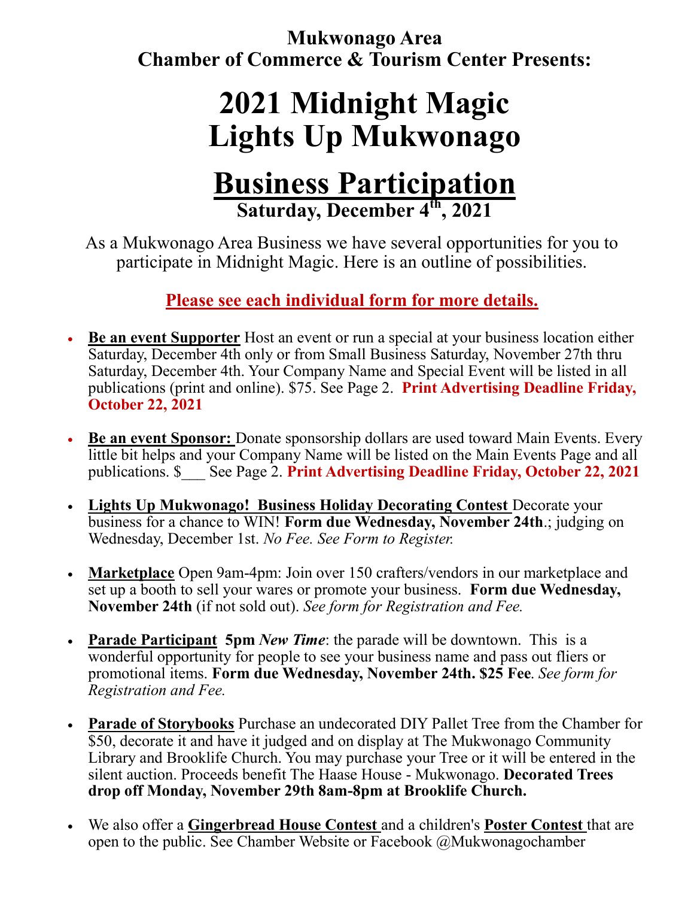**Mukwonago Area**
**Chamber of Commerce & Tourism Center Presents:**

# 2021 Midnight Magic
# Lights Up Mukwonago

# Business Participation

### Saturday, December 4th, 2021

As a Mukwonago Area Business we have several opportunities for you to participate in Midnight Magic. Here is an outline of possibilities.

**Please see each individual form for more details.**

- **Be an event Supporter** Host an event or run a special at your business location either Saturday, December 4th only or from Small Business Saturday, November 27th thru Saturday, December 4th. Your Company Name and Special Event will be listed in all publications (print and online). $75. See Page 2. **Print Advertising Deadline Friday, October 22, 2021**

- **Be an event Sponsor:** Donate sponsorship dollars are used toward Main Events. Every little bit helps and your Company Name will be listed on the Main Events Page and all publications. $___ See Page 2. **Print Advertising Deadline Friday, October 22, 2021**

- **Lights Up Mukwonago! Business Holiday Decorating Contest** Decorate your business for a chance to WIN! **Form due Wednesday, November 24th**.; judging on Wednesday, December 1st. *No Fee. See Form to Register.*

- **Marketplace** Open 9am-4pm: Join over 150 crafters/vendors in our marketplace and set up a booth to sell your wares or promote your business. **Form due Wednesday, November 24th** (if not sold out). *See form for Registration and Fee.*

- **Parade Participant** **5pm** ***New Time***: the parade will be downtown. This is a wonderful opportunity for people to see your business name and pass out fliers or promotional items. **Form due Wednesday, November 24th. $25 Fee**. *See form for Registration and Fee.*

- **Parade of Storybooks** Purchase an undecorated DIY Pallet Tree from the Chamber for $50, decorate it and have it judged and on display at The Mukwonago Community Library and Brooklife Church. You may purchase your Tree or it will be entered in the silent auction. Proceeds benefit The Haase House - Mukwonago. **Decorated Trees drop off Monday, November 29th 8am-8pm at Brooklife Church.**

- We also offer a **Gingerbread House Contest** and a children's **Poster Contest** that are open to the public. See Chamber Website or Facebook @Mukwonagochamber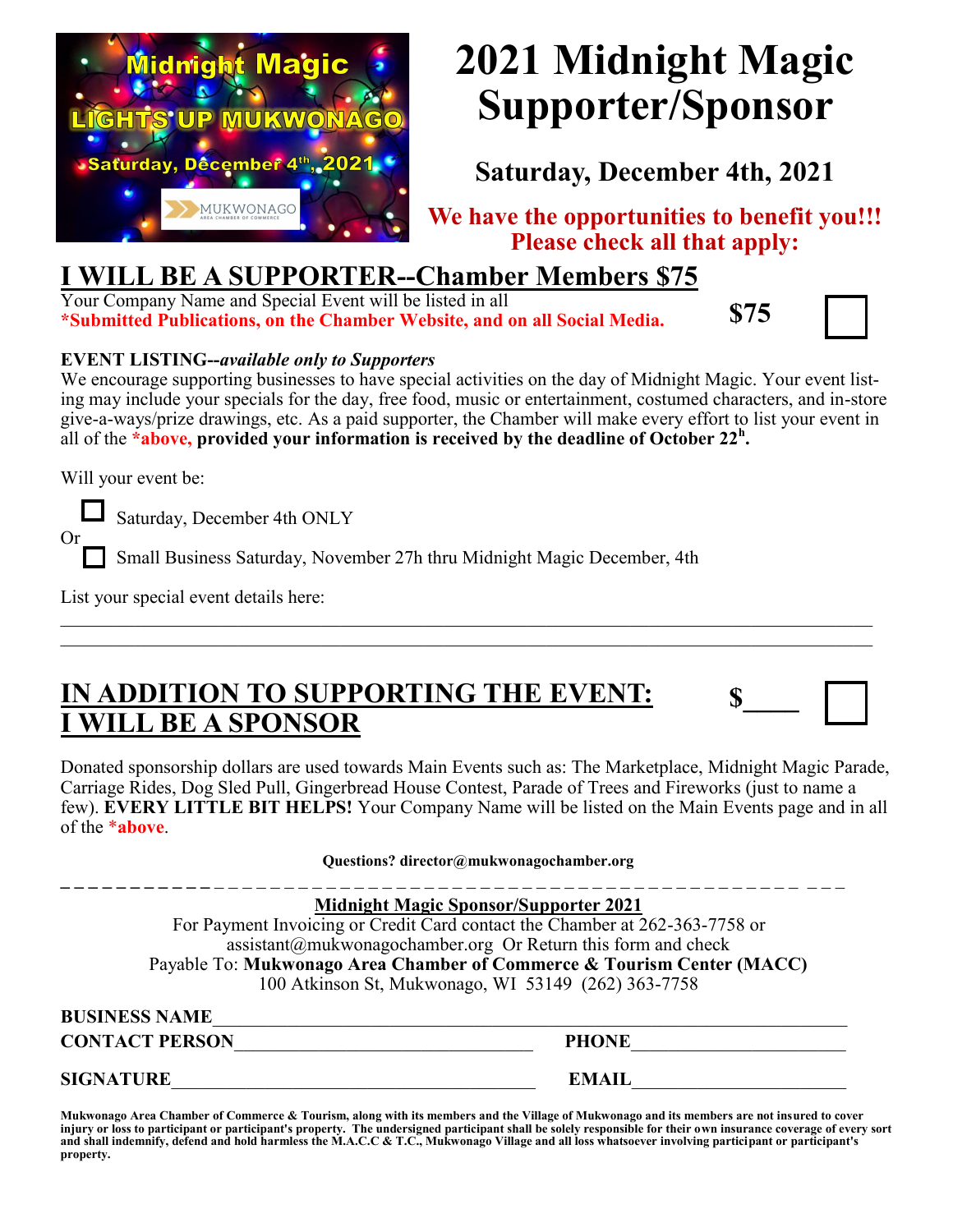Midnight Magic

LIGHTS UP MUKWONAGO

Saturday, December 4th, 2021

MUKWONAGO AREA CHAMBER OF COMMERCE

# 2021 Midnight Magic Supporter/Sponsor

## Saturday, December 4th, 2021

**We have the opportunities to benefit you!!!**
**Please check all that apply:**

## I WILL BE A SUPPORTER--Chamber Members $75

Your Company Name and Special Event will be listed in all
***Submitted Publications, on the Chamber Website, and on all Social Media.** **$75** ☐

**EVENT LISTING--*available only to Supporters***
We encourage supporting businesses to have special activities on the day of Midnight Magic. Your event listing may include your specials for the day, free food, music or entertainment, costumed characters, and in-store give-a-ways/prize drawings, etc. As a paid supporter, the Chamber will make every effort to list your event in all of the ***above,** **provided your information is received by the deadline of October 22h.**

Will your event be:

☐ Saturday, December 4th ONLY

Or

☐ Small Business Saturday, November 27h thru Midnight Magic December, 4th

List your special event details here:

______________________________________________________________________________

______________________________________________________________________________

## IN ADDITION TO SUPPORTING THE EVENT: I WILL BE A SPONSOR

**$____** ☐

Donated sponsorship dollars are used towards Main Events such as: The Marketplace, Midnight Magic Parade, Carriage Rides, Dog Sled Pull, Gingerbread House Contest, Parade of Trees and Fireworks (just to name a few). **EVERY LITTLE BIT HELPS!** Your Company Name will be listed on the Main Events page and in all of the ***above**.

**Questions? director@mukwonagochamber.org**

---

**Midnight Magic Sponsor/Supporter 2021**

For Payment Invoicing or Credit Card contact the Chamber at 262-363-7758 or assistant@mukwonagochamber.org Or Return this form and check
Payable To: **Mukwonago Area Chamber of Commerce & Tourism Center (MACC)**
100 Atkinson St, Mukwonago, WI 53149 (262) 363-7758

**BUSINESS NAME**______________________________________________________________

**CONTACT PERSON**______________________________ **PHONE**______________________

**SIGNATURE**___________________________________ **EMAIL**______________________

**Mukwonago Area Chamber of Commerce & Tourism, along with its members and the Village of Mukwonago and its members are not insured to cover injury or loss to participant or participant's property. The undersigned participant shall be solely responsible for their own insurance coverage of every sort and shall indemnify, defend and hold harmless the M.A.C.C & T.C., Mukwonago Village and all loss whatsoever involving participant or participant's property.**